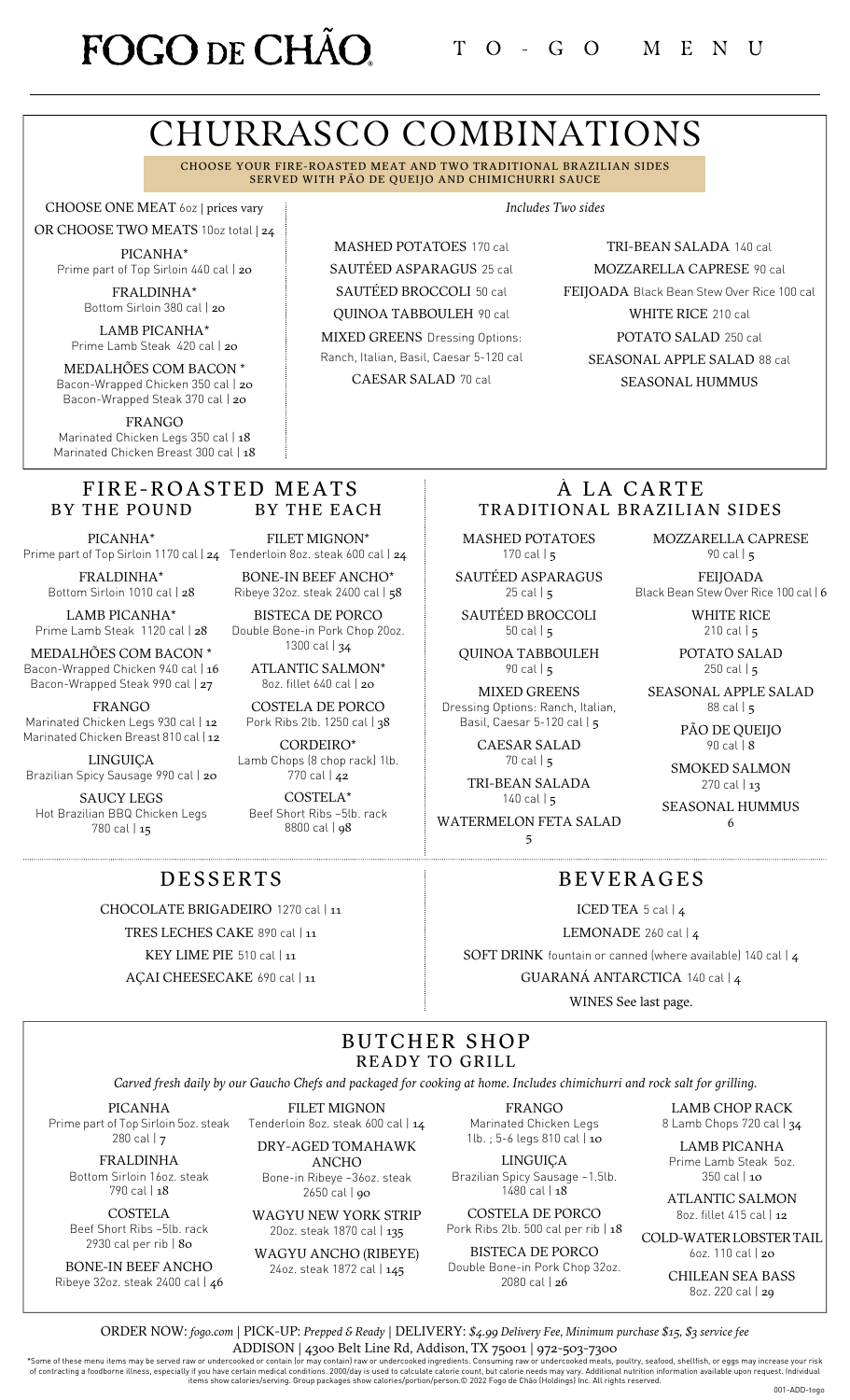# FOGO DE CHÃO

TO-GO MENU

# CHURRASCO COMBINATIONS

CHOOSE YOUR FIRE-ROASTED MEAT AND TWO TRADITIONAL BRAZILIAN SIDES
SERVED WITH PÃO DE QUEIJO AND CHIMICHURRI SAUCE

CHOOSE ONE MEAT 6oz | prices vary

OR CHOOSE TWO MEATS 10oz total | 24

PICANHA*
Prime part of Top Sirloin 440 cal | 20

FRALDINHA*
Bottom Sirloin 380 cal | 20

LAMB PICANHA*
Prime Lamb Steak 420 cal | 20

MEDALHÕES COM BACON *
Bacon-Wrapped Chicken 350 cal | 20
Bacon-Wrapped Steak 370 cal | 20

FRANGO
Marinated Chicken Legs 350 cal | 18
Marinated Chicken Breast 300 cal | 18

*Includes Two sides*

MASHED POTATOES 170 cal

SAUTÉED ASPARAGUS 25 cal

SAUTÉED BROCCOLI 50 cal

QUINOA TABBOULEH 90 cal

MIXED GREENS Dressing Options: Ranch, Italian, Basil, Caesar 5-120 cal

CAESAR SALAD 70 cal

TRI-BEAN SALADA 140 cal

MOZZARELLA CAPRESE 90 cal

FEIJOADA Black Bean Stew Over Rice 100 cal

WHITE RICE 210 cal

POTATO SALAD 250 cal

SEASONAL APPLE SALAD 88 cal

SEASONAL HUMMUS

## FIRE-ROASTED MEATS

### BY THE POUND

PICANHA*
Prime part of Top Sirloin 1170 cal | 24

FRALDINHA*
Bottom Sirloin 1010 cal | 28

LAMB PICANHA*
Prime Lamb Steak 1120 cal | 28

MEDALHÕES COM BACON *
Bacon-Wrapped Chicken 940 cal | 16
Bacon-Wrapped Steak 990 cal | 27

FRANGO
Marinated Chicken Legs 930 cal | 12
Marinated Chicken Breast 810 cal | 12

LINGUIÇA
Brazilian Spicy Sausage 990 cal | 20

SAUCY LEGS
Hot Brazilian BBQ Chicken Legs 780 cal | 15

### BY THE EACH

FILET MIGNON*
Tenderloin 8oz. steak 600 cal | 24

BONE-IN BEEF ANCHO*
Ribeye 32oz. steak 2400 cal | 58

BISTECA DE PORCO
Double Bone-in Pork Chop 20oz. 1300 cal | 34

ATLANTIC SALMON*
8oz. fillet 640 cal | 20

COSTELA DE PORCO
Pork Ribs 2lb. 1250 cal | 38

CORDEIRO*
Lamb Chops (8 chop rack) 1lb. 770 cal | 42

COSTELA*
Beef Short Ribs ~5lb. rack 8800 cal | 98

## À LA CARTE

### TRADITIONAL BRAZILIAN SIDES

MASHED POTATOES
170 cal | 5

SAUTÉED ASPARAGUS
25 cal | 5

SAUTÉED BROCCOLI
50 cal | 5

QUINOA TABBOULEH
90 cal | 5

MIXED GREENS
Dressing Options: Ranch, Italian, Basil, Caesar 5-120 cal | 5

CAESAR SALAD
70 cal | 5

TRI-BEAN SALADA
140 cal | 5

WATERMELON FETA SALAD
5

MOZZARELLA CAPRESE
90 cal | 5

FEIJOADA
Black Bean Stew Over Rice 100 cal | 6

WHITE RICE
210 cal | 5

POTATO SALAD
250 cal | 5

SEASONAL APPLE SALAD
88 cal | 5

PÃO DE QUEIJO
90 cal | 8

SMOKED SALMON
270 cal | 13

SEASONAL HUMMUS
6

## DESSERTS

CHOCOLATE BRIGADEIRO 1270 cal | 11

TRES LECHES CAKE 890 cal | 11

KEY LIME PIE 510 cal | 11

AÇAI CHEESECAKE 690 cal | 11

## BEVERAGES

ICED TEA 5 cal | 4

LEMONADE 260 cal | 4

SOFT DRINK fountain or canned (where available) 140 cal | 4

GUARANÁ ANTARCTICA 140 cal | 4

WINES See last page.

## BUTCHER SHOP

### READY TO GRILL

*Carved fresh daily by our Gaucho Chefs and packaged for cooking at home. Includes chimichurri and rock salt for grilling.*

PICANHA
Prime part of Top Sirloin 5oz. steak 280 cal | 7

FRALDINHA
Bottom Sirloin 16oz. steak 790 cal | 18

COSTELA
Beef Short Ribs ~5lb. rack 2930 cal per rib | 80

BONE-IN BEEF ANCHO
Ribeye 32oz. steak 2400 cal | 46

FILET MIGNON
Tenderloin 8oz. steak 600 cal | 14

DRY-AGED TOMAHAWK ANCHO
Bone-in Ribeye ~36oz. steak 2650 cal | 90

WAGYU NEW YORK STRIP
20oz. steak 1870 cal | 135

WAGYU ANCHO (RIBEYE)
24oz. steak 1872 cal | 145

FRANGO
Marinated Chicken Legs 1lb. ; 5-6 legs 810 cal | 10

LINGUIÇA
Brazilian Spicy Sausage ~1.5lb. 1480 cal | 18

COSTELA DE PORCO
Pork Ribs 2lb. 500 cal per rib | 18

BISTECA DE PORCO
Double Bone-in Pork Chop 32oz. 2080 cal | 26

LAMB CHOP RACK
8 Lamb Chops 720 cal | 34

LAMB PICANHA
Prime Lamb Steak 5oz. 350 cal | 10

ATLANTIC SALMON
8oz. fillet 415 cal | 12

COLD-WATER LOBSTER TAIL
6oz. 110 cal | 20

CHILEAN SEA BASS
8oz. 220 cal | 29

ORDER NOW: *fogo.com* | PICK-UP: *Prepped & Ready* | DELIVERY: *$4.99 Delivery Fee, Minimum purchase $15, $3 service fee*

ADDISON | 4300 Belt Line Rd, Addison, TX 75001 | 972-503-7300

*Some of these menu items may be served raw or undercooked or contain (or may contain) raw or undercooked ingredients. Consuming raw or undercooked meats, poultry, seafood, shellfish, or eggs may increase your risk of contracting a foodborne illness, especially if you have certain medical conditions. 2000/day is used to calculate calorie count, but calorie needs may vary. Additional nutrition information available upon request. Individual items show calories/serving. Group packages show calories/portion/person.© 2022 Fogo de Chão (Holdings) Inc. All rights reserved.

001-ADD-togo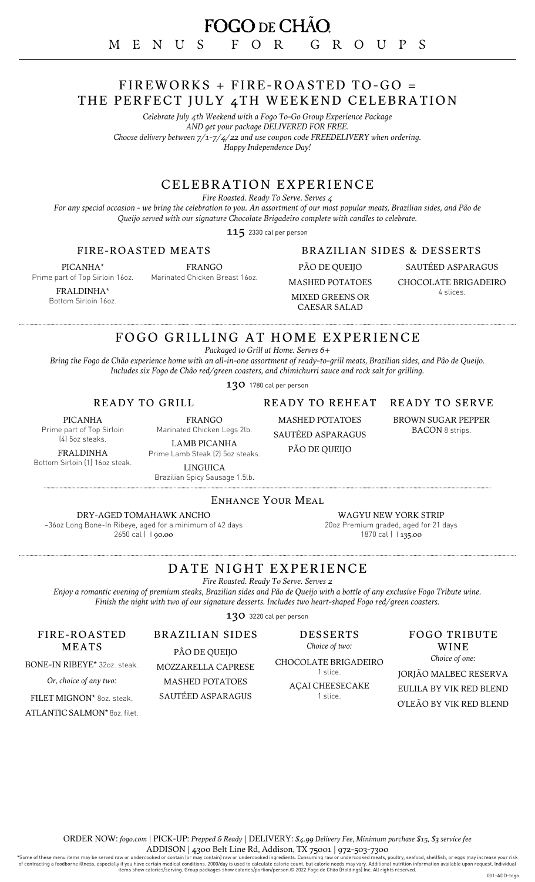# FOGO DE CHÃO

## MENUS FOR GROUPS

## FIREWORKS + FIRE-ROASTED TO-GO = THE PERFECT JULY 4TH WEEKEND CELEBRATION

*Celebrate July 4th Weekend with a Fogo To-Go Group Experience Package*
*AND get your package DELIVERED FOR FREE.*
*Choose delivery between 7/1-7/4/22 and use coupon code FREEDELIVERY when ordering.*
*Happy Independence Day!*

## CELEBRATION EXPERIENCE

*Fire Roasted. Ready To Serve. Serves 4*

*For any special occasion - we bring the celebration to you. An assortment of our most popular meats, Brazilian sides, and Pão de Queijo served with our signature Chocolate Brigadeiro complete with candles to celebrate.*

**115** 2330 cal per person

### FIRE-ROASTED MEATS

PICANHA*
Prime part of Top Sirloin 16oz.

FRALDINHA*
Bottom Sirloin 16oz.

FRANGO
Marinated Chicken Breast 16oz.

### BRAZILIAN SIDES & DESSERTS

PÃO DE QUEIJO

MASHED POTATOES

MIXED GREENS OR CAESAR SALAD

SAUTÉED ASPARAGUS

CHOCOLATE BRIGADEIRO
4 slices.

## FOGO GRILLING AT HOME EXPERIENCE

*Packaged to Grill at Home. Serves 6+*

*Bring the Fogo de Chão experience home with an all-in-one assortment of ready-to-grill meats, Brazilian sides, and Pão de Queijo. Includes six Fogo de Chão red/green coasters, and chimichurri sauce and rock salt for grilling.*

**130** 1780 cal per person

### READY TO GRILL

PICANHA
Prime part of Top Sirloin (4) 5oz steaks.

FRALDINHA
Bottom Sirloin (1) 16oz steak.

FRANGO
Marinated Chicken Legs 2lb.

LAMB PICANHA
Prime Lamb Steak (2) 5oz steaks.

LINGUICA
Brazilian Spicy Sausage 1.5lb.

### READY TO REHEAT

MASHED POTATOES

SAUTÉED ASPARAGUS

PÃO DE QUEIJO

### READY TO SERVE

BROWN SUGAR PEPPER BACON 8 strips.

### Enhance Your Meal

DRY-AGED TOMAHAWK ANCHO
~36oz Long Bone-In Ribeye, aged for a minimum of 42 days
2650 cal | 90.00

WAGYU NEW YORK STRIP
20oz Premium graded, aged for 21 days
1870 cal | 135.00

## DATE NIGHT EXPERIENCE

*Fire Roasted. Ready To Serve. Serves 2*

*Enjoy a romantic evening of premium steaks, Brazilian sides and Pão de Queijo with a bottle of any exclusive Fogo Tribute wine. Finish the night with two of our signature desserts. Includes two heart-shaped Fogo red/green coasters.*

**130** 3220 cal per person

### FIRE-ROASTED MEATS

BONE-IN RIBEYE* 32oz. steak.

*Or, choice of any two:*

FILET MIGNON* 8oz. steak.

ATLANTIC SALMON* 8oz. filet.

### BRAZILIAN SIDES

PÃO DE QUEIJO

MOZZARELLA CAPRESE

MASHED POTATOES

SAUTÉED ASPARAGUS

### DESSERTS

*Choice of two:*

CHOCOLATE BRIGADEIRO
1 slice.

AÇAI CHEESECAKE
1 slice.

### FOGO TRIBUTE WINE

*Choice of one:*

JORJÃO MALBEC RESERVA

EULILA BY VIK RED BLEND

O'LEÃO BY VIK RED BLEND

ORDER NOW: *fogo.com* | PICK-UP: *Prepped & Ready* | DELIVERY: *$4.99 Delivery Fee, Minimum purchase $15, $3 service fee*

ADDISON | 4300 Belt Line Rd, Addison, TX 75001 | 972-503-7300

*Some of these menu items may be served raw or undercooked or contain (or may contain) raw or undercooked ingredients. Consuming raw or undercooked meats, poultry, seafood, shellfish, or eggs may increase your risk of contracting a foodborne illness, especially if you have certain medical conditions. 2000/day is used to calculate calorie count, but calorie needs may vary. Additional nutrition information available upon request. Individual items show calories/serving. Group packages show calories/portion/person.© 2022 Fogo de Chão (Holdings) Inc. All rights reserved.

001-ADD-togo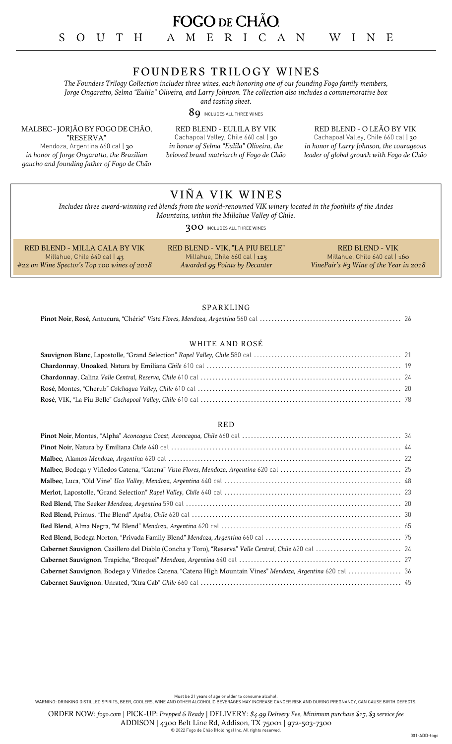# FOGO DE CHÃO

## SOUTH AMERICAN WINE

## FOUNDERS TRILOGY WINES

*The Founders Trilogy Collection includes three wines, each honoring one of our founding Fogo family members, Jorge Ongaratto, Selma "Eulila" Oliveira, and Larry Johnson. The collection also includes a commemorative box and tasting sheet.*

**89** INCLUDES ALL THREE WINES

MALBEC - JORJÃO BY FOGO DE CHÃO, "RESERVA"
Mendoza, Argentina 660 cal | 30
*in honor of Jorge Ongaratto, the Brazilian gaucho and founding father of Fogo de Chão*

RED BLEND - EULILA BY VIK
Cachapoal Valley, Chile 660 cal | 30
*in honor of Selma "Eulila" Oliveira, the beloved brand matriarch of Fogo de Chão*

RED BLEND - O LEÃO BY VIK
Cachapoal Valley, Chile 660 cal | 30
*in honor of Larry Johnson, the courageous leader of global growth with Fogo de Chão*

## VIÑA VIK WINES

*Includes three award-winning red blends from the world-renowned VIK winery located in the foothills of the Andes Mountains, within the Millahue Valley of Chile.*

**300** INCLUDES ALL THREE WINES

RED BLEND - MILLA CALA BY VIK
Millahue, Chile 640 cal | 43
*#22 on Wine Spector's Top 100 wines of 2018*

RED BLEND - VIK, "LA PIU BELLE"
Millahue, Chile 660 cal | 125
*Awarded 95 Points by Decanter*

RED BLEND - VIK
Millahue, Chile 640 cal | 160
*VinePair's #3 Wine of the Year in 2018*

### SPARKLING

**Pinot Noir**, **Rosé**, Antucura, "Chérie" *Vista Flores, Mendoza, Argentina* 560 cal ... 26

### WHITE AND ROSÉ

**Sauvignon Blanc**, Lapostolle, "Grand Selection" *Rapel Valley, Chile* 580 cal ... 21

**Chardonnay**, **Unoaked**, Natura by Emiliana *Chile* 610 cal ... 19

**Chardonnay**, Calina *Valle Central, Reserva, Chile* 610 cal ... 24

**Rosé**, Montes, "Cherub" *Colchagua Valley, Chile* 610 cal ... 20

**Rosé**, VIK, "La Piu Belle" *Cachapoal Valley, Chile* 610 cal ... 78

### RED

**Pinot Noir**, Montes, "Alpha" *Aconcagua Coast, Aconcagua, Chile* 660 cal ... 34

**Pinot Noir**, Natura by Emiliana *Chile* 640 cal ... 44

**Malbec**, Alamos *Mendoza, Argentina* 620 cal ... 22

**Malbec**, Bodega y Viñedos Catena, "Catena" *Vista Flores, Mendoza, Argentina* 620 cal ... 25

**Malbec**, Luca, "Old Vine" *Uco Valley, Mendoza, Argentina* 640 cal ... 48

**Merlot**, Lapostolle, "Grand Selection" *Rapel Valley, Chile* 640 cal ... 23

**Red Blend**, The Seeker *Mendoza, Argentina* 590 cal ... 20

**Red Blend**, Primus, "The Blend" *Apalta, Chile* 620 cal ... 30

**Red Blend**, Alma Negra, "M Blend" *Mendoza, Argentina* 620 cal ... 65

**Red Blend**, Bodega Norton, "Privada Family Blend" *Mendoza, Argentina* 660 cal ... 75

**Cabernet Sauvignon**, Casillero del Diablo (Concha y Toro), "Reserva" *Valle Central, Chile* 620 cal ... 24

**Cabernet Sauvignon**, Trapiche, "Broquel" *Mendoza, Argentina* 640 cal ... 27

**Cabernet Sauvignon**, Bodega y Viñedos Catena, "Catena High Mountain Vines" *Mendoza, Argentina* 620 cal ... 36

**Cabernet Sauvignon**, Unrated, "Xtra Cab" *Chile* 660 cal ... 45

Must be 21 years of age or older to consume alcohol.
WARNING: DRINKING DISTILLED SPIRITS, BEER, COOLERS, WINE AND OTHER ALCOHOLIC BEVERAGES MAY INCREASE CANCER RISK AND DURING PREGNANCY, CAN CAUSE BIRTH DEFECTS.

ORDER NOW: *fogo.com* | PICK-UP: *Prepped & Ready* | DELIVERY: *$4.99 Delivery Fee, Minimum purchase $15, $3 service fee*
ADDISON | 4300 Belt Line Rd, Addison, TX 75001 | 972-503-7300
© 2022 Fogo de Chão (Holdings) Inc. All rights reserved.

001-ADD-togo